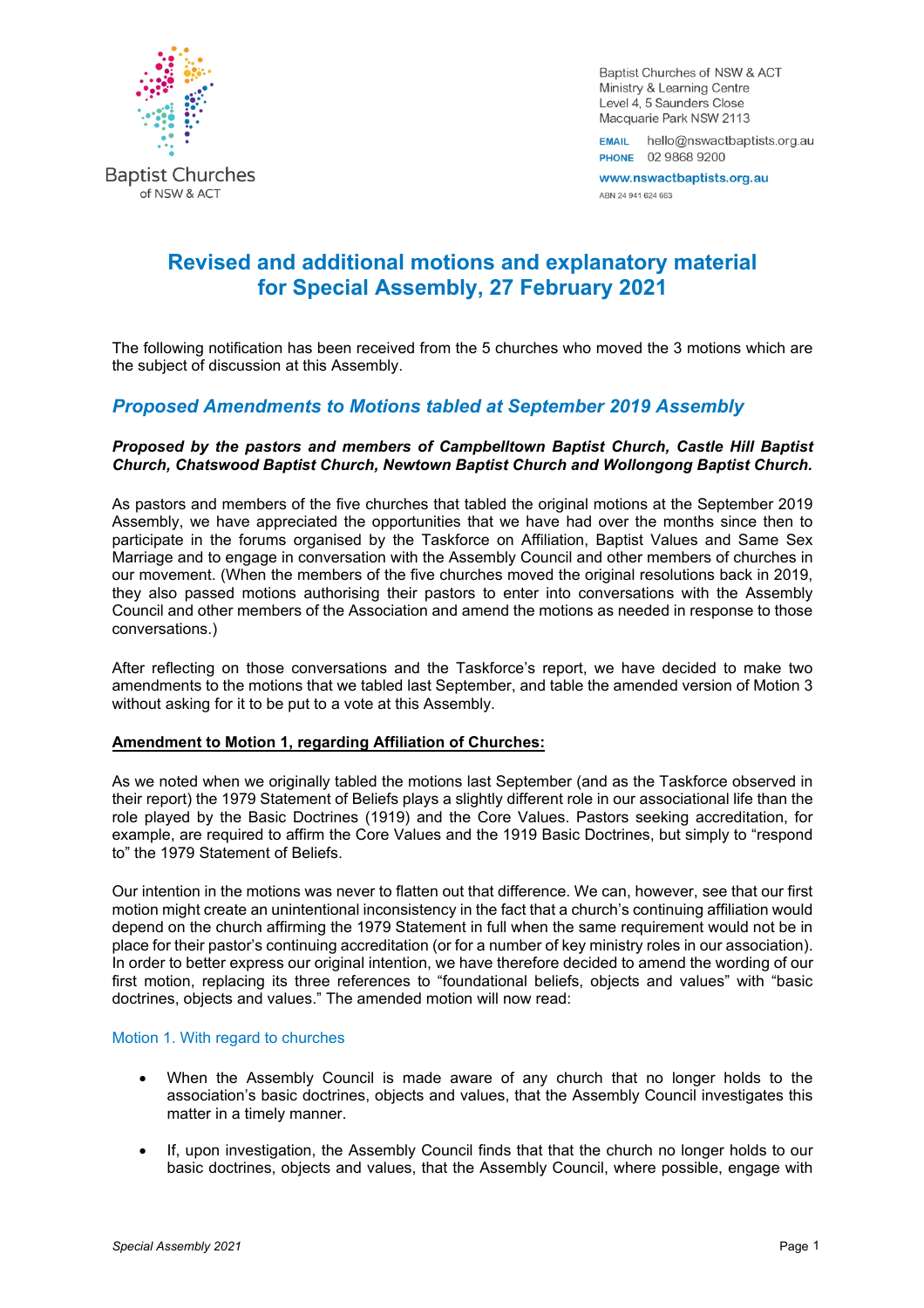Baptist Churches of NSW & ACT

Baptist Churches of NSW & ACT
Ministry & Learning Centre
Level 4, 5 Saunders Close
Macquarie Park NSW 2113

**EMAIL** hello@nswactbaptists.org.au
**PHONE** 02 9868 9200

www.nswactbaptists.org.au

ABN 24 941 624 663

# Revised and additional motions and explanatory material for Special Assembly, 27 February 2021

The following notification has been received from the 5 churches who moved the 3 motions which are the subject of discussion at this Assembly.

## *Proposed Amendments to Motions tabled at September 2019 Assembly*

***Proposed by the pastors and members of Campbelltown Baptist Church, Castle Hill Baptist Church, Chatswood Baptist Church, Newtown Baptist Church and Wollongong Baptist Church.***

As pastors and members of the five churches that tabled the original motions at the September 2019 Assembly, we have appreciated the opportunities that we have had over the months since then to participate in the forums organised by the Taskforce on Affiliation, Baptist Values and Same Sex Marriage and to engage in conversation with the Assembly Council and other members of churches in our movement. (When the members of the five churches moved the original resolutions back in 2019, they also passed motions authorising their pastors to enter into conversations with the Assembly Council and other members of the Association and amend the motions as needed in response to those conversations.)

After reflecting on those conversations and the Taskforce's report, we have decided to make two amendments to the motions that we tabled last September, and table the amended version of Motion 3 without asking for it to be put to a vote at this Assembly.

**Amendment to Motion 1, regarding Affiliation of Churches:**

As we noted when we originally tabled the motions last September (and as the Taskforce observed in their report) the 1979 Statement of Beliefs plays a slightly different role in our associational life than the role played by the Basic Doctrines (1919) and the Core Values. Pastors seeking accreditation, for example, are required to affirm the Core Values and the 1919 Basic Doctrines, but simply to "respond to" the 1979 Statement of Beliefs.

Our intention in the motions was never to flatten out that difference. We can, however, see that our first motion might create an unintentional inconsistency in the fact that a church's continuing affiliation would depend on the church affirming the 1979 Statement in full when the same requirement would not be in place for their pastor's continuing accreditation (or for a number of key ministry roles in our association). In order to better express our original intention, we have therefore decided to amend the wording of our first motion, replacing its three references to "foundational beliefs, objects and values" with "basic doctrines, objects and values." The amended motion will now read:

### Motion 1. With regard to churches

- When the Assembly Council is made aware of any church that no longer holds to the association's basic doctrines, objects and values, that the Assembly Council investigates this matter in a timely manner.
- If, upon investigation, the Assembly Council finds that that the church no longer holds to our basic doctrines, objects and values, that the Assembly Council, where possible, engage with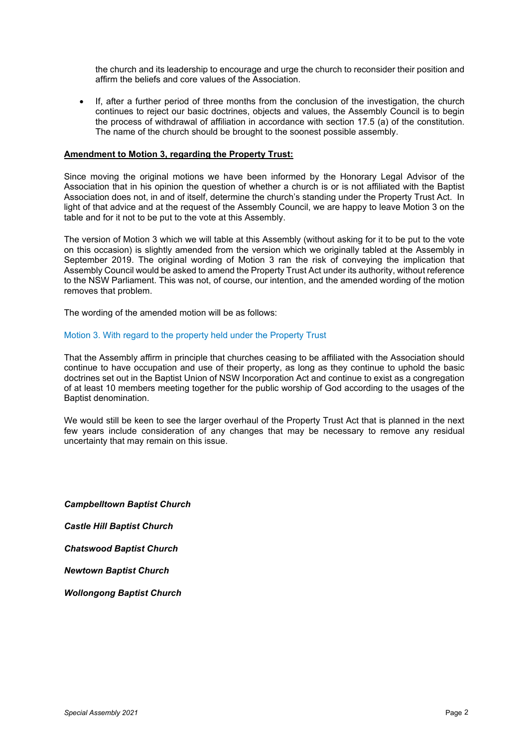the church and its leadership to encourage and urge the church to reconsider their position and affirm the beliefs and core values of the Association.

- If, after a further period of three months from the conclusion of the investigation, the church continues to reject our basic doctrines, objects and values, the Assembly Council is to begin the process of withdrawal of affiliation in accordance with section 17.5 (a) of the constitution. The name of the church should be brought to the soonest possible assembly.

**Amendment to Motion 3, regarding the Property Trust:**

Since moving the original motions we have been informed by the Honorary Legal Advisor of the Association that in his opinion the question of whether a church is or is not affiliated with the Baptist Association does not, in and of itself, determine the church's standing under the Property Trust Act. In light of that advice and at the request of the Assembly Council, we are happy to leave Motion 3 on the table and for it not to be put to the vote at this Assembly.

The version of Motion 3 which we will table at this Assembly (without asking for it to be put to the vote on this occasion) is slightly amended from the version which we originally tabled at the Assembly in September 2019. The original wording of Motion 3 ran the risk of conveying the implication that Assembly Council would be asked to amend the Property Trust Act under its authority, without reference to the NSW Parliament. This was not, of course, our intention, and the amended wording of the motion removes that problem.

The wording of the amended motion will be as follows:

### Motion 3. With regard to the property held under the Property Trust

That the Assembly affirm in principle that churches ceasing to be affiliated with the Association should continue to have occupation and use of their property, as long as they continue to uphold the basic doctrines set out in the Baptist Union of NSW Incorporation Act and continue to exist as a congregation of at least 10 members meeting together for the public worship of God according to the usages of the Baptist denomination.

We would still be keen to see the larger overhaul of the Property Trust Act that is planned in the next few years include consideration of any changes that may be necessary to remove any residual uncertainty that may remain on this issue.

***Campbelltown Baptist Church***

***Castle Hill Baptist Church***

***Chatswood Baptist Church***

***Newtown Baptist Church***

***Wollongong Baptist Church***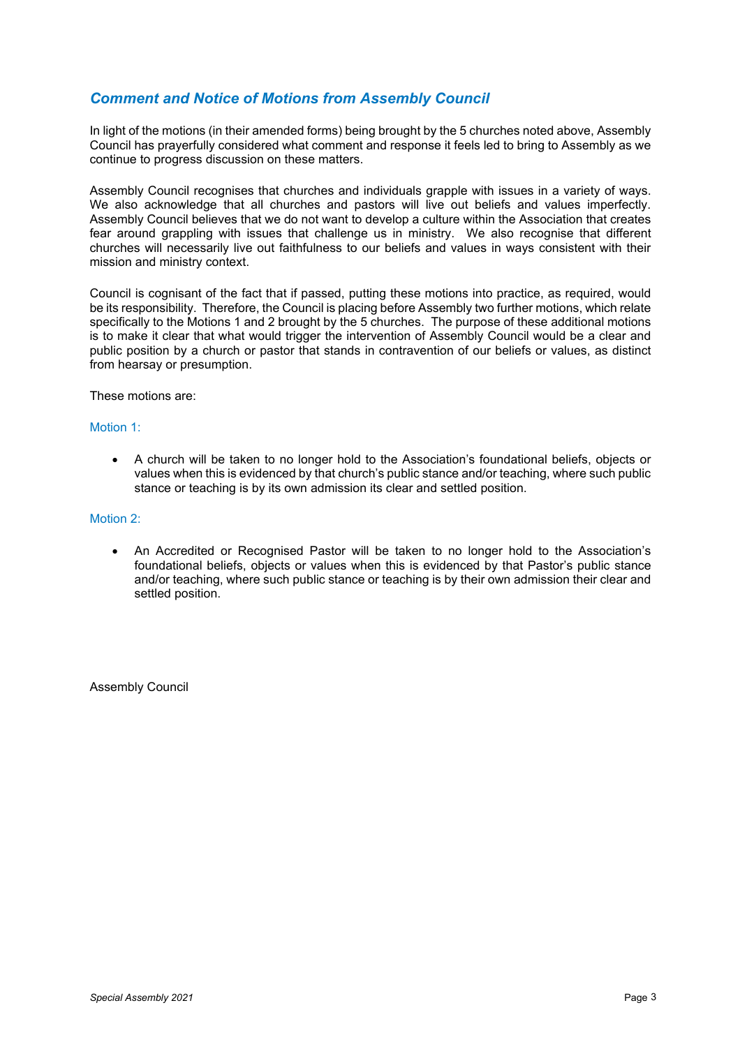## *Comment and Notice of Motions from Assembly Council*

In light of the motions (in their amended forms) being brought by the 5 churches noted above, Assembly Council has prayerfully considered what comment and response it feels led to bring to Assembly as we continue to progress discussion on these matters.

Assembly Council recognises that churches and individuals grapple with issues in a variety of ways. We also acknowledge that all churches and pastors will live out beliefs and values imperfectly. Assembly Council believes that we do not want to develop a culture within the Association that creates fear around grappling with issues that challenge us in ministry. We also recognise that different churches will necessarily live out faithfulness to our beliefs and values in ways consistent with their mission and ministry context.

Council is cognisant of the fact that if passed, putting these motions into practice, as required, would be its responsibility. Therefore, the Council is placing before Assembly two further motions, which relate specifically to the Motions 1 and 2 brought by the 5 churches. The purpose of these additional motions is to make it clear that what would trigger the intervention of Assembly Council would be a clear and public position by a church or pastor that stands in contravention of our beliefs or values, as distinct from hearsay or presumption.

These motions are:

### Motion 1:

- A church will be taken to no longer hold to the Association's foundational beliefs, objects or values when this is evidenced by that church's public stance and/or teaching, where such public stance or teaching is by its own admission its clear and settled position.

### Motion 2:

- An Accredited or Recognised Pastor will be taken to no longer hold to the Association's foundational beliefs, objects or values when this is evidenced by that Pastor's public stance and/or teaching, where such public stance or teaching is by their own admission their clear and settled position.

Assembly Council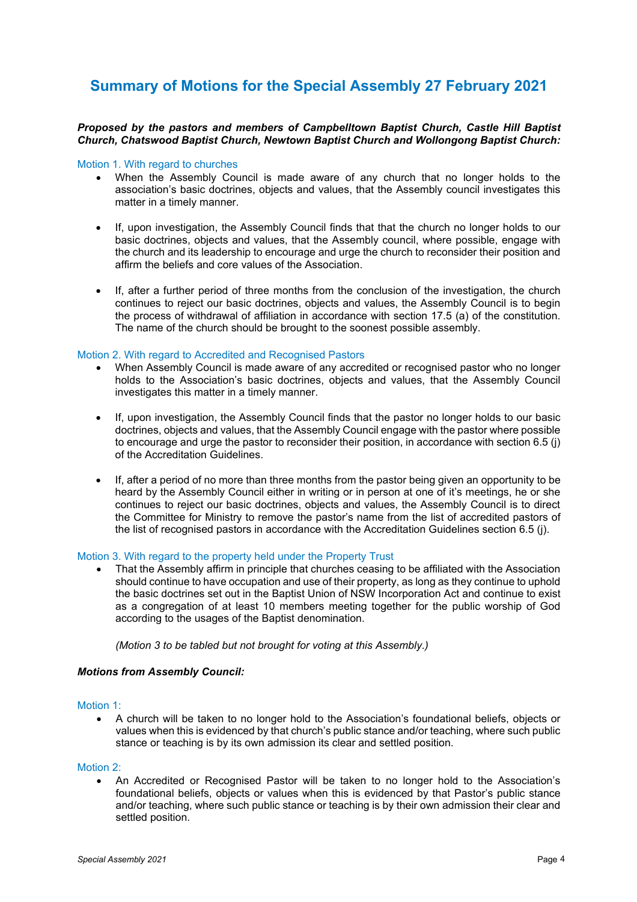# Summary of Motions for the Special Assembly 27 February 2021

***Proposed by the pastors and members of Campbelltown Baptist Church, Castle Hill Baptist Church, Chatswood Baptist Church, Newtown Baptist Church and Wollongong Baptist Church:***

### Motion 1. With regard to churches

- When the Assembly Council is made aware of any church that no longer holds to the association's basic doctrines, objects and values, that the Assembly council investigates this matter in a timely manner.
- If, upon investigation, the Assembly Council finds that that the church no longer holds to our basic doctrines, objects and values, that the Assembly council, where possible, engage with the church and its leadership to encourage and urge the church to reconsider their position and affirm the beliefs and core values of the Association.
- If, after a further period of three months from the conclusion of the investigation, the church continues to reject our basic doctrines, objects and values, the Assembly Council is to begin the process of withdrawal of affiliation in accordance with section 17.5 (a) of the constitution. The name of the church should be brought to the soonest possible assembly.

### Motion 2. With regard to Accredited and Recognised Pastors

- When Assembly Council is made aware of any accredited or recognised pastor who no longer holds to the Association's basic doctrines, objects and values, that the Assembly Council investigates this matter in a timely manner.
- If, upon investigation, the Assembly Council finds that the pastor no longer holds to our basic doctrines, objects and values, that the Assembly Council engage with the pastor where possible to encourage and urge the pastor to reconsider their position, in accordance with section 6.5 (j) of the Accreditation Guidelines.
- If, after a period of no more than three months from the pastor being given an opportunity to be heard by the Assembly Council either in writing or in person at one of it's meetings, he or she continues to reject our basic doctrines, objects and values, the Assembly Council is to direct the Committee for Ministry to remove the pastor's name from the list of accredited pastors of the list of recognised pastors in accordance with the Accreditation Guidelines section 6.5 (j).

### Motion 3. With regard to the property held under the Property Trust

- That the Assembly affirm in principle that churches ceasing to be affiliated with the Association should continue to have occupation and use of their property, as long as they continue to uphold the basic doctrines set out in the Baptist Union of NSW Incorporation Act and continue to exist as a congregation of at least 10 members meeting together for the public worship of God according to the usages of the Baptist denomination.

  *(Motion 3 to be tabled but not brought for voting at this Assembly.)*

***Motions from Assembly Council:***

### Motion 1:

- A church will be taken to no longer hold to the Association's foundational beliefs, objects or values when this is evidenced by that church's public stance and/or teaching, where such public stance or teaching is by its own admission its clear and settled position.

### Motion 2:

- An Accredited or Recognised Pastor will be taken to no longer hold to the Association's foundational beliefs, objects or values when this is evidenced by that Pastor's public stance and/or teaching, where such public stance or teaching is by their own admission their clear and settled position.